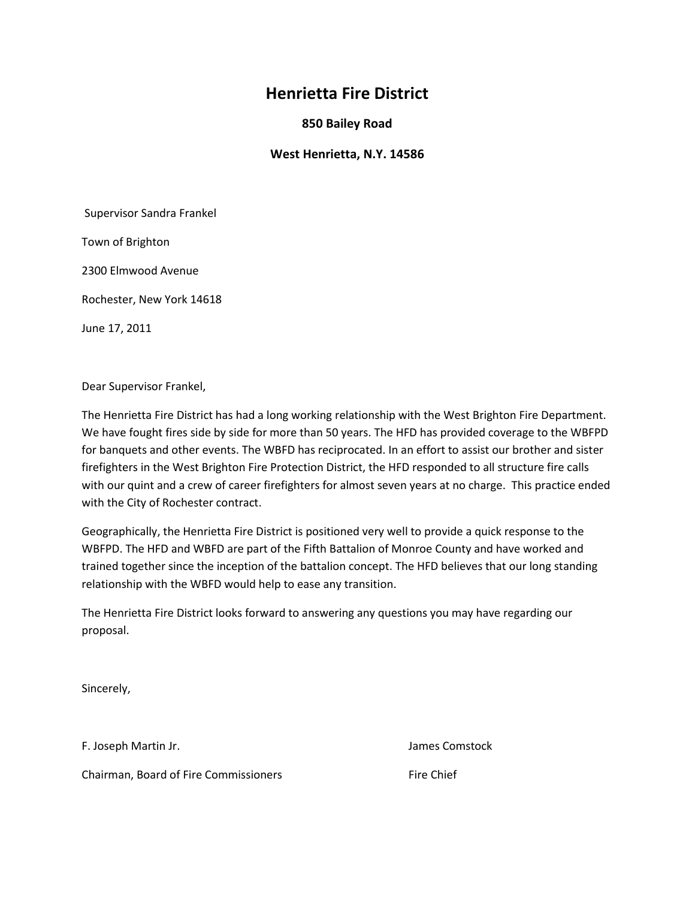# Henrietta Fire District

**850 Bailey Road**

**West Henrietta, N.Y. 14586**

Supervisor Sandra Frankel

Town of Brighton

2300 Elmwood Avenue

Rochester, New York 14618

June 17, 2011

Dear Supervisor Frankel,

The Henrietta Fire District has had a long working relationship with the West Brighton Fire Department. We have fought fires side by side for more than 50 years. The HFD has provided coverage to the WBFPD for banquets and other events. The WBFD has reciprocated. In an effort to assist our brother and sister firefighters in the West Brighton Fire Protection District, the HFD responded to all structure fire calls with our quint and a crew of career firefighters for almost seven years at no charge. This practice ended with the City of Rochester contract.

Geographically, the Henrietta Fire District is positioned very well to provide a quick response to the WBFPD. The HFD and WBFD are part of the Fifth Battalion of Monroe County and have worked and trained together since the inception of the battalion concept. The HFD believes that our long standing relationship with the WBFD would help to ease any transition.

The Henrietta Fire District looks forward to answering any questions you may have regarding our proposal.

Sincerely,

F. Joseph Martin Jr.

Chairman, Board of Fire Commissioners

James Comstock

Fire Chief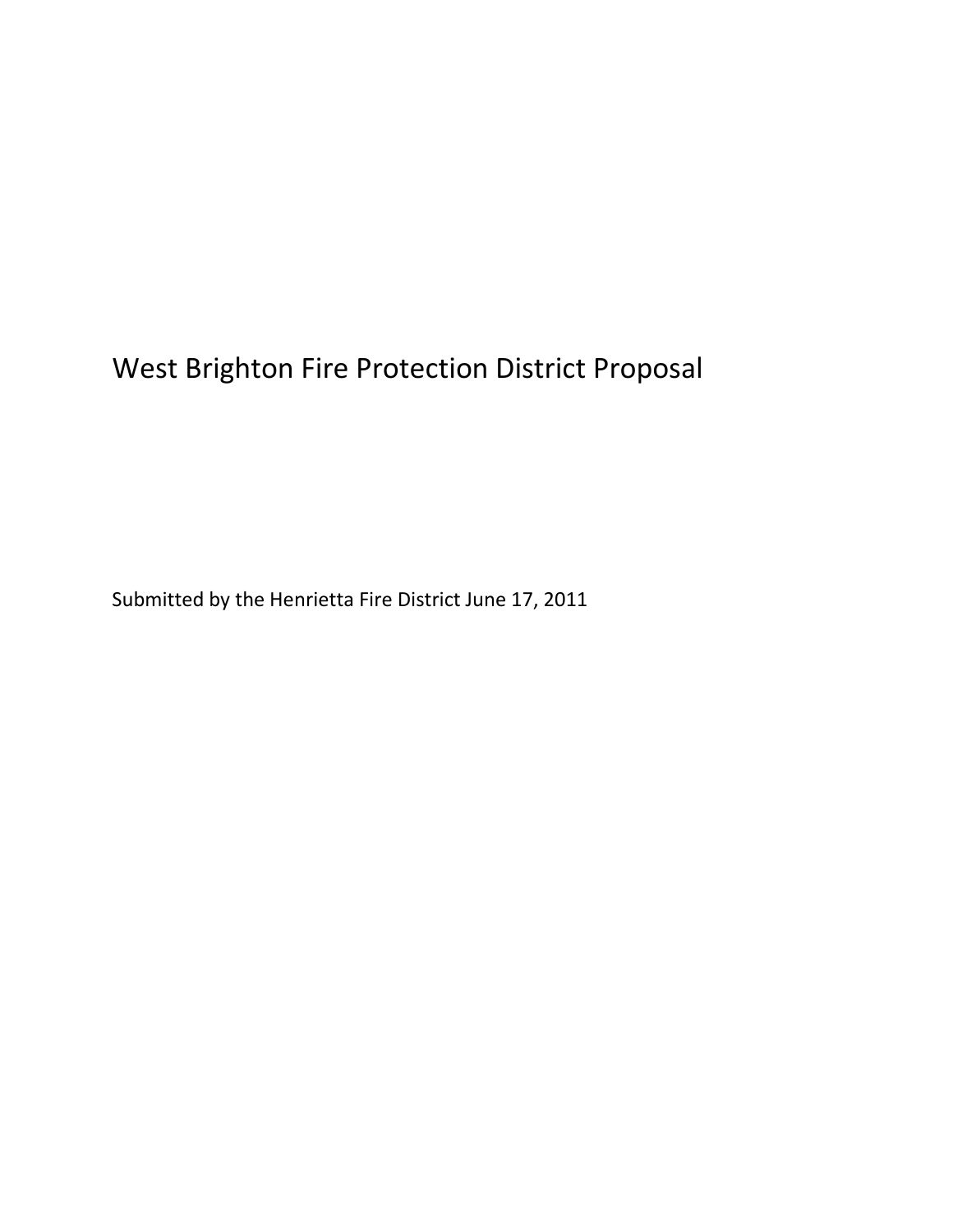# West Brighton Fire Protection District Proposal

Submitted by the Henrietta Fire District June 17, 2011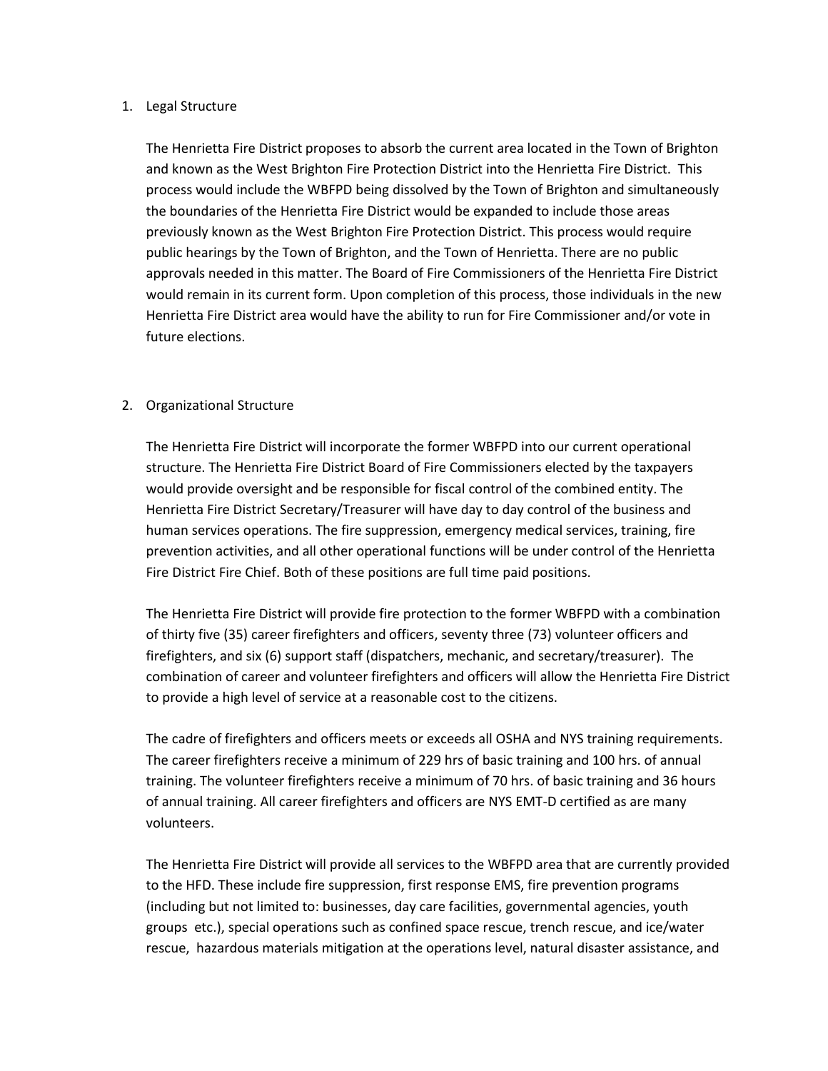1. Legal Structure

   The Henrietta Fire District proposes to absorb the current area located in the Town of Brighton and known as the West Brighton Fire Protection District into the Henrietta Fire District. This process would include the WBFPD being dissolved by the Town of Brighton and simultaneously the boundaries of the Henrietta Fire District would be expanded to include those areas previously known as the West Brighton Fire Protection District. This process would require public hearings by the Town of Brighton, and the Town of Henrietta. There are no public approvals needed in this matter. The Board of Fire Commissioners of the Henrietta Fire District would remain in its current form. Upon completion of this process, those individuals in the new Henrietta Fire District area would have the ability to run for Fire Commissioner and/or vote in future elections.

2. Organizational Structure

   The Henrietta Fire District will incorporate the former WBFPD into our current operational structure. The Henrietta Fire District Board of Fire Commissioners elected by the taxpayers would provide oversight and be responsible for fiscal control of the combined entity. The Henrietta Fire District Secretary/Treasurer will have day to day control of the business and human services operations. The fire suppression, emergency medical services, training, fire prevention activities, and all other operational functions will be under control of the Henrietta Fire District Fire Chief. Both of these positions are full time paid positions.

   The Henrietta Fire District will provide fire protection to the former WBFPD with a combination of thirty five (35) career firefighters and officers, seventy three (73) volunteer officers and firefighters, and six (6) support staff (dispatchers, mechanic, and secretary/treasurer). The combination of career and volunteer firefighters and officers will allow the Henrietta Fire District to provide a high level of service at a reasonable cost to the citizens.

   The cadre of firefighters and officers meets or exceeds all OSHA and NYS training requirements. The career firefighters receive a minimum of 229 hrs of basic training and 100 hrs. of annual training. The volunteer firefighters receive a minimum of 70 hrs. of basic training and 36 hours of annual training. All career firefighters and officers are NYS EMT-D certified as are many volunteers.

   The Henrietta Fire District will provide all services to the WBFPD area that are currently provided to the HFD. These include fire suppression, first response EMS, fire prevention programs (including but not limited to: businesses, day care facilities, governmental agencies, youth groups etc.), special operations such as confined space rescue, trench rescue, and ice/water rescue, hazardous materials mitigation at the operations level, natural disaster assistance, and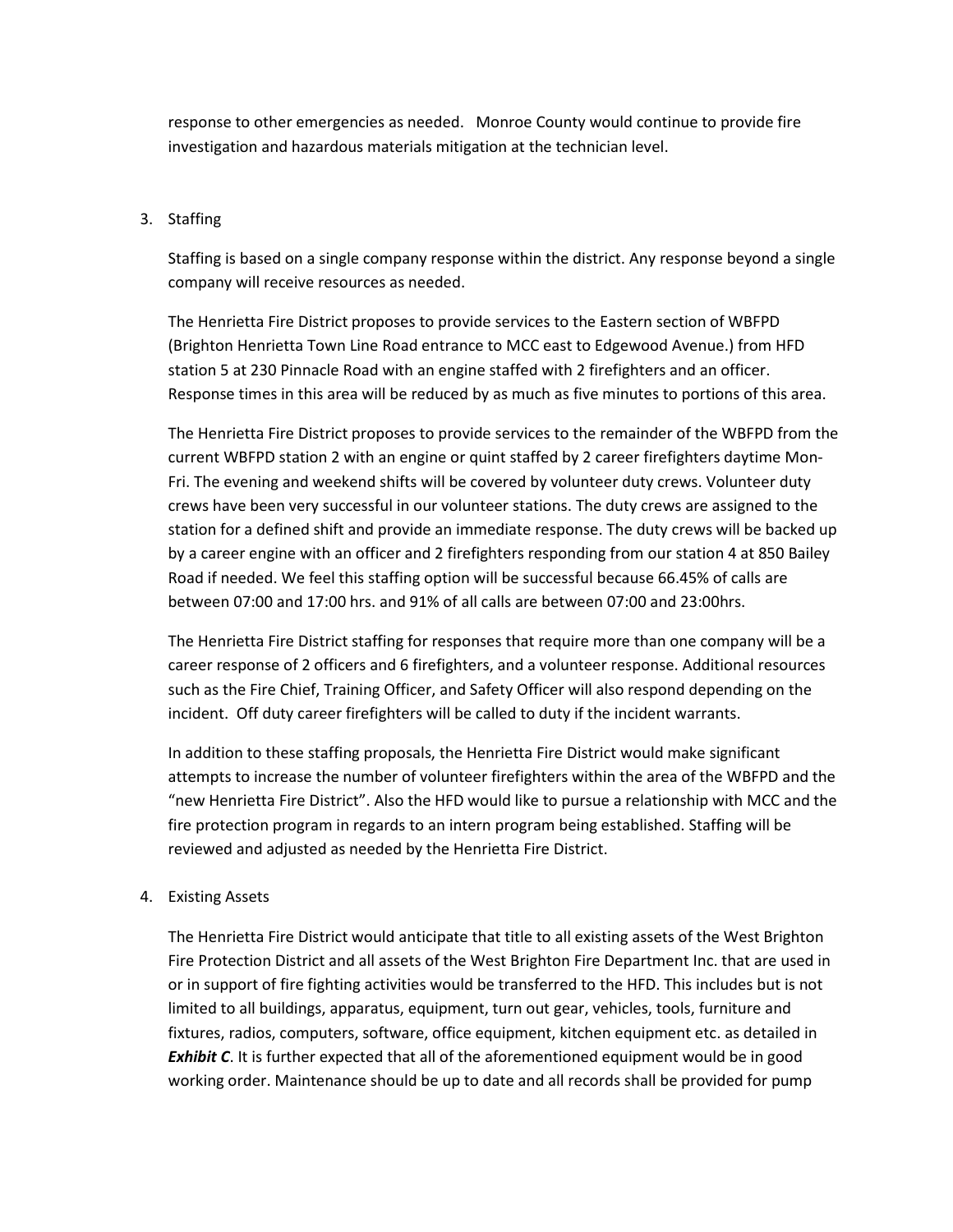response to other emergencies as needed. Monroe County would continue to provide fire investigation and hazardous materials mitigation at the technician level.

3. Staffing

   Staffing is based on a single company response within the district. Any response beyond a single company will receive resources as needed.

   The Henrietta Fire District proposes to provide services to the Eastern section of WBFPD (Brighton Henrietta Town Line Road entrance to MCC east to Edgewood Avenue.) from HFD station 5 at 230 Pinnacle Road with an engine staffed with 2 firefighters and an officer. Response times in this area will be reduced by as much as five minutes to portions of this area.

   The Henrietta Fire District proposes to provide services to the remainder of the WBFPD from the current WBFPD station 2 with an engine or quint staffed by 2 career firefighters daytime Mon-Fri. The evening and weekend shifts will be covered by volunteer duty crews. Volunteer duty crews have been very successful in our volunteer stations. The duty crews are assigned to the station for a defined shift and provide an immediate response. The duty crews will be backed up by a career engine with an officer and 2 firefighters responding from our station 4 at 850 Bailey Road if needed. We feel this staffing option will be successful because 66.45% of calls are between 07:00 and 17:00 hrs. and 91% of all calls are between 07:00 and 23:00hrs.

   The Henrietta Fire District staffing for responses that require more than one company will be a career response of 2 officers and 6 firefighters, and a volunteer response. Additional resources such as the Fire Chief, Training Officer, and Safety Officer will also respond depending on the incident. Off duty career firefighters will be called to duty if the incident warrants.

   In addition to these staffing proposals, the Henrietta Fire District would make significant attempts to increase the number of volunteer firefighters within the area of the WBFPD and the "new Henrietta Fire District". Also the HFD would like to pursue a relationship with MCC and the fire protection program in regards to an intern program being established. Staffing will be reviewed and adjusted as needed by the Henrietta Fire District.

4. Existing Assets

   The Henrietta Fire District would anticipate that title to all existing assets of the West Brighton Fire Protection District and all assets of the West Brighton Fire Department Inc. that are used in or in support of fire fighting activities would be transferred to the HFD. This includes but is not limited to all buildings, apparatus, equipment, turn out gear, vehicles, tools, furniture and fixtures, radios, computers, software, office equipment, kitchen equipment etc. as detailed in ***Exhibit C***. It is further expected that all of the aforementioned equipment would be in good working order. Maintenance should be up to date and all records shall be provided for pump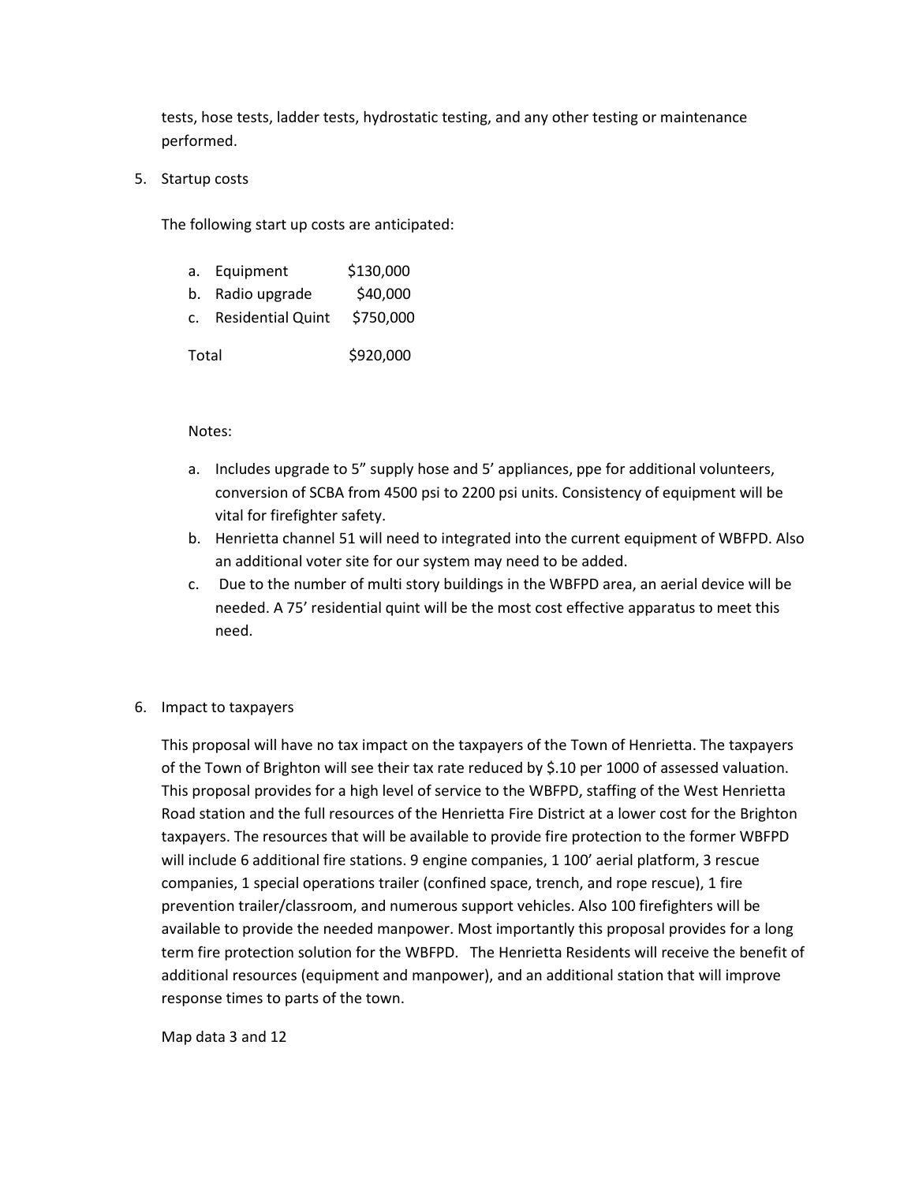tests, hose tests, ladder tests, hydrostatic testing, and any other testing or maintenance performed.

5. Startup costs

   The following start up costs are anticipated:

   | | |
   |---|---|
   | a. Equipment | $130,000 |
   | b. Radio upgrade | $40,000 |
   | c. Residential Quint | $750,000 |
   | Total | $920,000 |

   Notes:

   a. Includes upgrade to 5" supply hose and 5' appliances, ppe for additional volunteers, conversion of SCBA from 4500 psi to 2200 psi units. Consistency of equipment will be vital for firefighter safety.
   b. Henrietta channel 51 will need to integrated into the current equipment of WBFPD. Also an additional voter site for our system may need to be added.
   c. Due to the number of multi story buildings in the WBFPD area, an aerial device will be needed. A 75' residential quint will be the most cost effective apparatus to meet this need.

6. Impact to taxpayers

   This proposal will have no tax impact on the taxpayers of the Town of Henrietta. The taxpayers of the Town of Brighton will see their tax rate reduced by $.10 per 1000 of assessed valuation. This proposal provides for a high level of service to the WBFPD, staffing of the West Henrietta Road station and the full resources of the Henrietta Fire District at a lower cost for the Brighton taxpayers. The resources that will be available to provide fire protection to the former WBFPD will include 6 additional fire stations. 9 engine companies, 1 100' aerial platform, 3 rescue companies, 1 special operations trailer (confined space, trench, and rope rescue), 1 fire prevention trailer/classroom, and numerous support vehicles. Also 100 firefighters will be available to provide the needed manpower. Most importantly this proposal provides for a long term fire protection solution for the WBFPD. The Henrietta Residents will receive the benefit of additional resources (equipment and manpower), and an additional station that will improve response times to parts of the town.

   Map data 3 and 12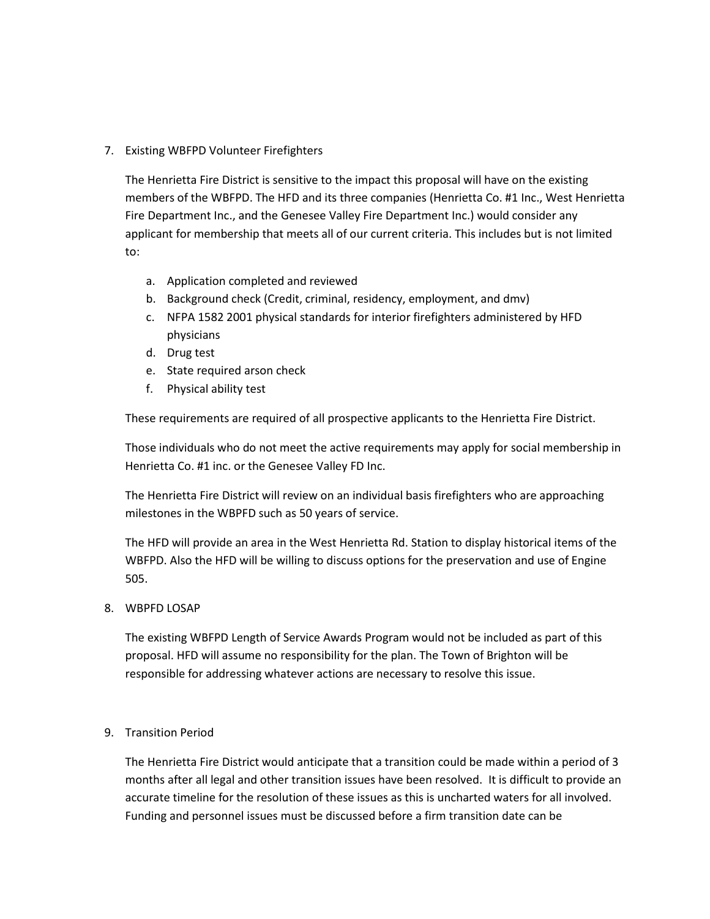7. Existing WBFPD Volunteer Firefighters

   The Henrietta Fire District is sensitive to the impact this proposal will have on the existing members of the WBFPD. The HFD and its three companies (Henrietta Co. #1 Inc., West Henrietta Fire Department Inc., and the Genesee Valley Fire Department Inc.) would consider any applicant for membership that meets all of our current criteria. This includes but is not limited to:

   a. Application completed and reviewed
   b. Background check (Credit, criminal, residency, employment, and dmv)
   c. NFPA 1582 2001 physical standards for interior firefighters administered by HFD physicians
   d. Drug test
   e. State required arson check
   f. Physical ability test

   These requirements are required of all prospective applicants to the Henrietta Fire District.

   Those individuals who do not meet the active requirements may apply for social membership in Henrietta Co. #1 inc. or the Genesee Valley FD Inc.

   The Henrietta Fire District will review on an individual basis firefighters who are approaching milestones in the WBPFD such as 50 years of service.

   The HFD will provide an area in the West Henrietta Rd. Station to display historical items of the WBFPD. Also the HFD will be willing to discuss options for the preservation and use of Engine 505.

8. WBPFD LOSAP

   The existing WBFPD Length of Service Awards Program would not be included as part of this proposal. HFD will assume no responsibility for the plan. The Town of Brighton will be responsible for addressing whatever actions are necessary to resolve this issue.

9. Transition Period

   The Henrietta Fire District would anticipate that a transition could be made within a period of 3 months after all legal and other transition issues have been resolved. It is difficult to provide an accurate timeline for the resolution of these issues as this is uncharted waters for all involved. Funding and personnel issues must be discussed before a firm transition date can be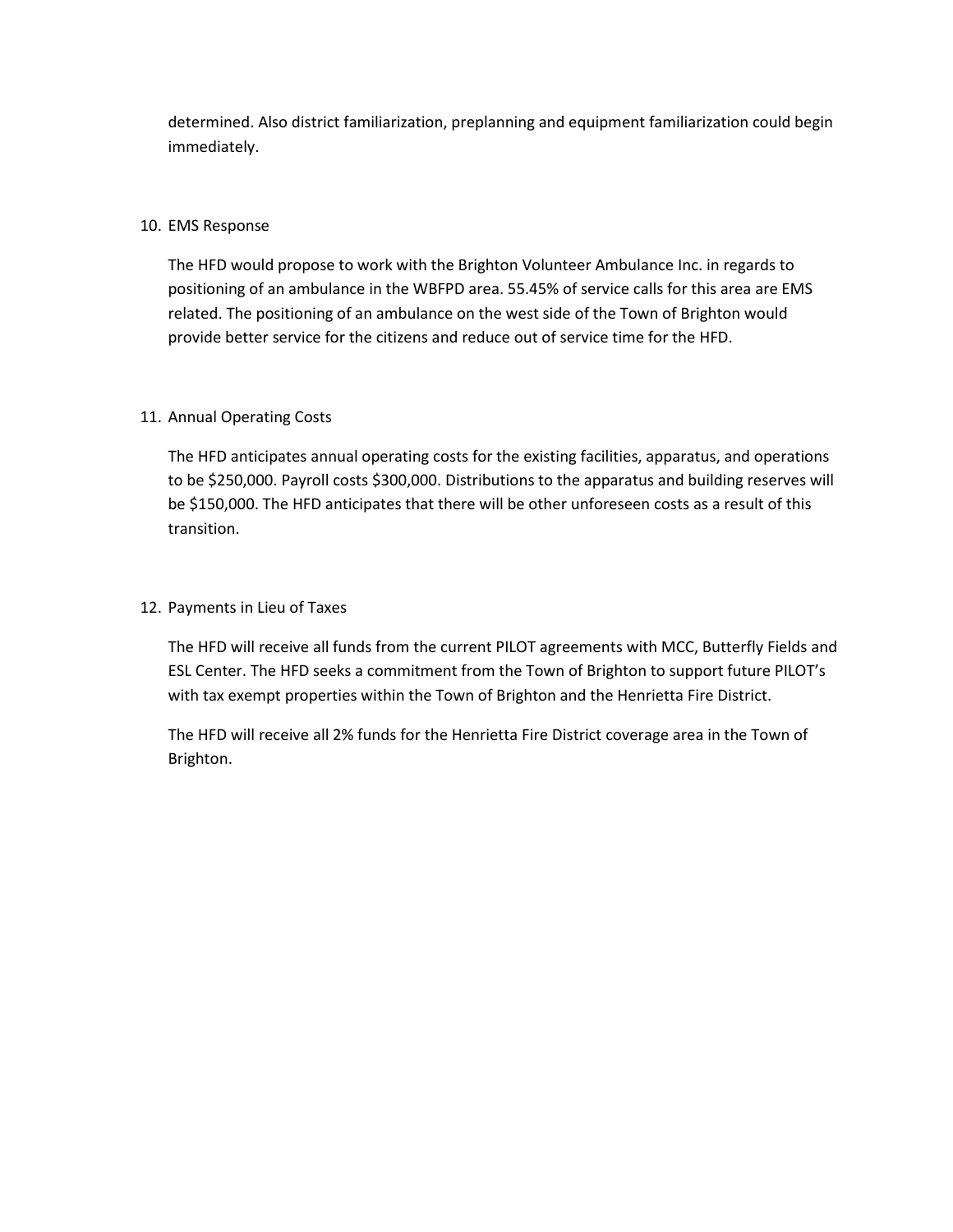determined. Also district familiarization, preplanning and equipment familiarization could begin immediately.

10. EMS Response

    The HFD would propose to work with the Brighton Volunteer Ambulance Inc. in regards to positioning of an ambulance in the WBFPD area. 55.45% of service calls for this area are EMS related. The positioning of an ambulance on the west side of the Town of Brighton would provide better service for the citizens and reduce out of service time for the HFD.

11. Annual Operating Costs

    The HFD anticipates annual operating costs for the existing facilities, apparatus, and operations to be $250,000. Payroll costs $300,000. Distributions to the apparatus and building reserves will be $150,000. The HFD anticipates that there will be other unforeseen costs as a result of this transition.

12. Payments in Lieu of Taxes

    The HFD will receive all funds from the current PILOT agreements with MCC, Butterfly Fields and ESL Center. The HFD seeks a commitment from the Town of Brighton to support future PILOT's with tax exempt properties within the Town of Brighton and the Henrietta Fire District.

    The HFD will receive all 2% funds for the Henrietta Fire District coverage area in the Town of Brighton.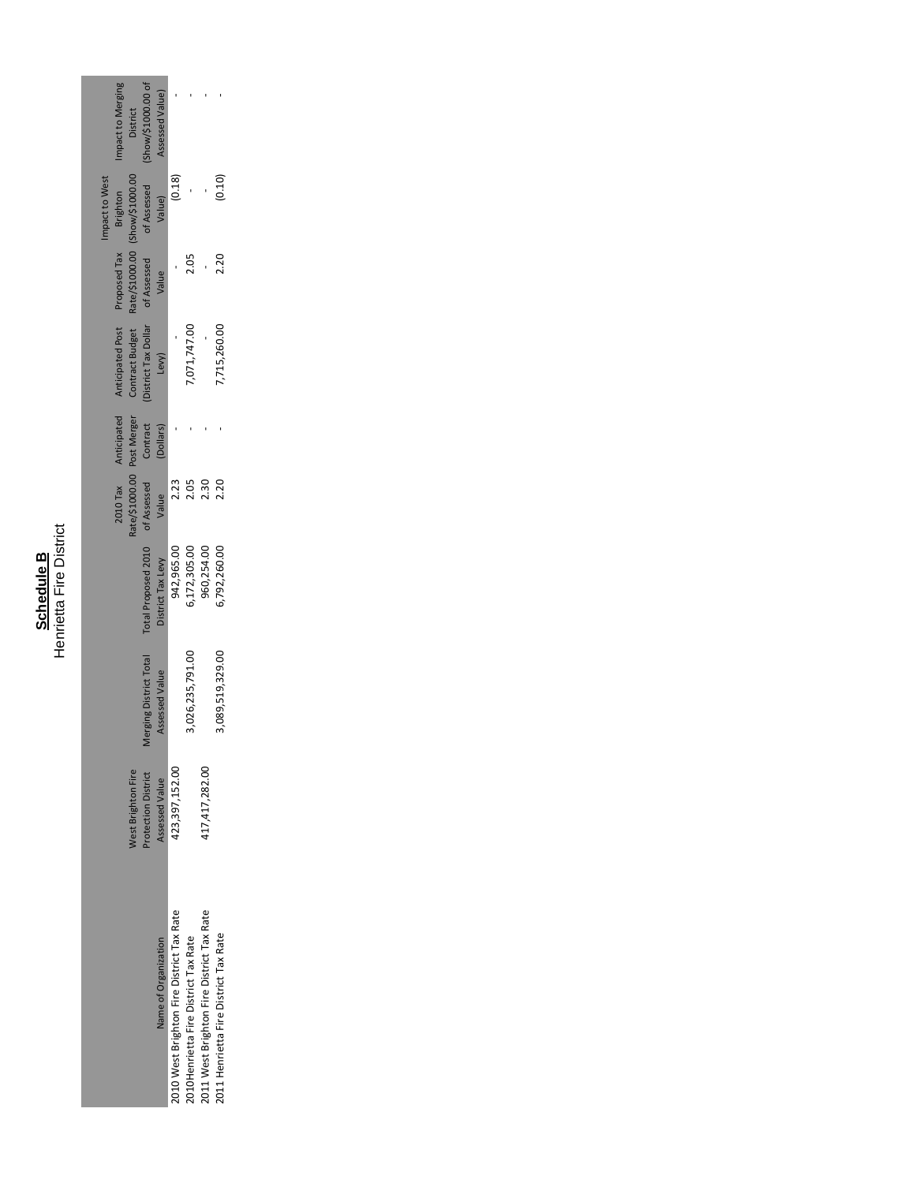## Schedule B

Henrietta Fire District

| Name of Organization | West Brighton Fire Protection District Assessed Value | Merging District Total Assessed Value | Total Proposed 2010 District Tax Levy | 2010 Tax Rate/$1000.00 of Assessed Value | Anticipated Post Merger Contract (Dollars) | Anticipated Post Contract Budget (District Tax Dollar Levy) | Proposed Tax Rate/$1000.00 of Assessed Value | Impact to West Brighton (Show/$1000.00 of Assessed Value) | Impact to Merging District (Show/$1000.00 of Assessed Value) |
|---|---|---|---|---|---|---|---|---|---|
| 2010 West Brighton Fire District Tax Rate | 423,397,152.00 | | 942,965.00 | 2.23 | - | - | - | (0.18) | - |
| 2010Henrietta Fire District Tax Rate | | 3,026,235,791.00 | 6,172,305.00 | 2.05 | - | 7,071,747.00 | 2.05 | - | - |
| 2011 West Brighton Fire District Tax Rate | 417,417,282.00 | | 960,254.00 | 2.30 | - | - | - | - | - |
| 2011 Henrietta Fire District Tax Rate | | 3,089,519,329.00 | 6,792,260.00 | 2.20 | - | 7,715,260.00 | 2.20 | (0.10) | - |